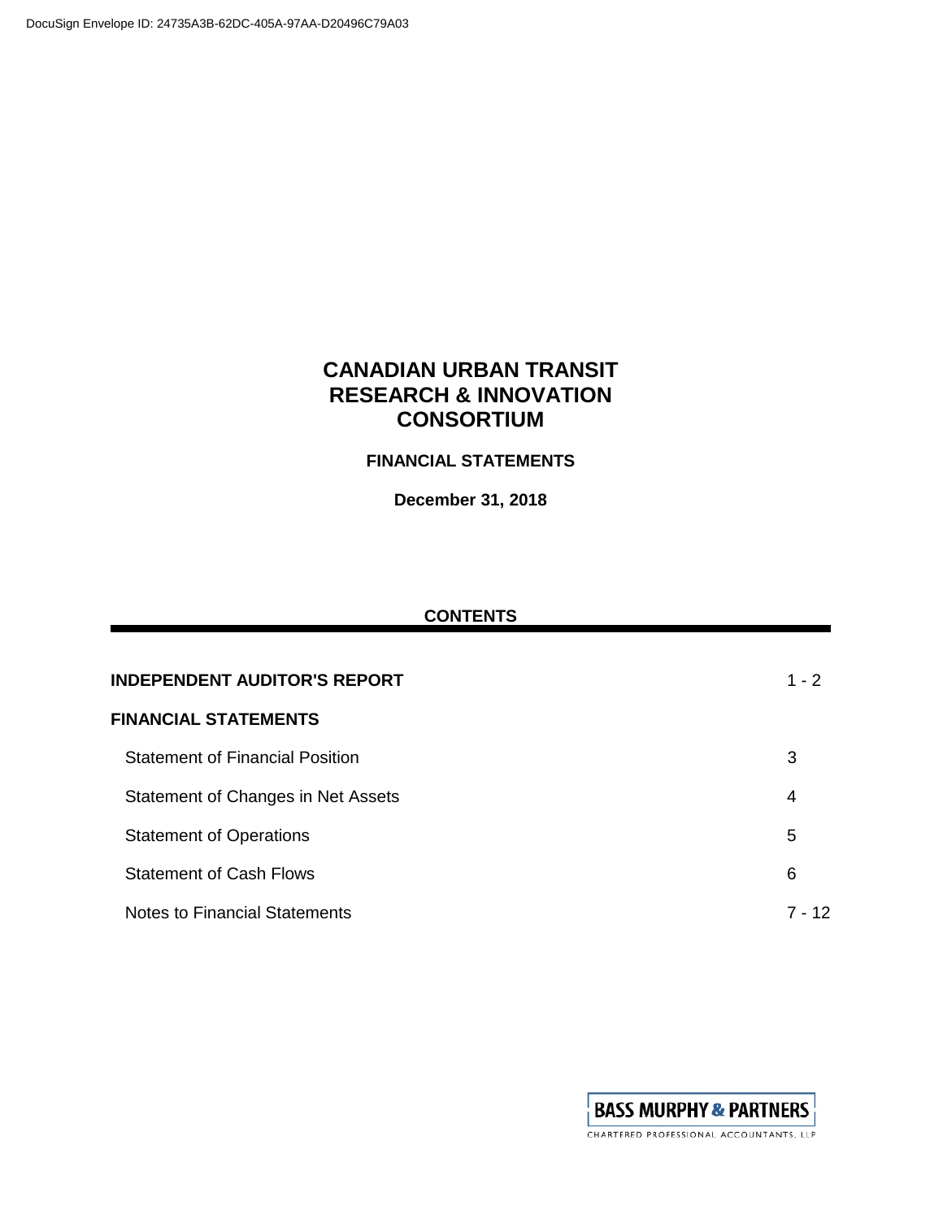# CANADIAN URBAN TRANSIT RESEARCH & INNOVATION CONSORTIUM

## FINANCIAL STATEMENTS

**December 31, 2018**

### CONTENTS

| | |
|---|---|
| **INDEPENDENT AUDITOR'S REPORT** | 1 - 2 |
| **FINANCIAL STATEMENTS** | |
| Statement of Financial Position | 3 |
| Statement of Changes in Net Assets | 4 |
| Statement of Operations | 5 |
| Statement of Cash Flows | 6 |
| Notes to Financial Statements | 7 - 12 |

BASS MURPHY & PARTNERS
CHARTERED PROFESSIONAL ACCOUNTANTS, LLP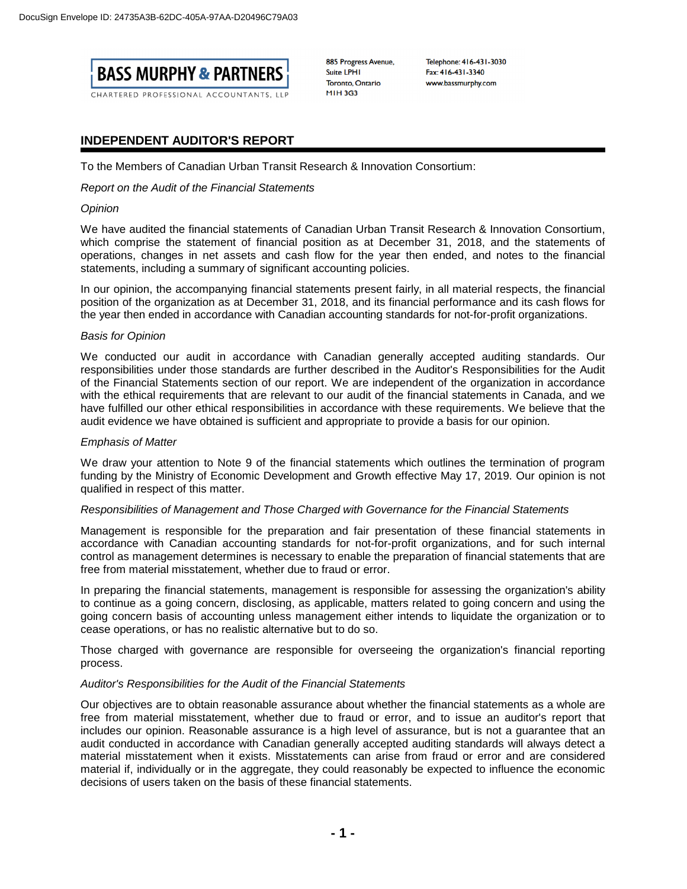**BASS MURPHY & PARTNERS**
CHARTERED PROFESSIONAL ACCOUNTANTS, LLP

885 Progress Avenue,
Suite LPH1
Toronto, Ontario
M1H 3G3

Telephone: 416-431-3030
Fax: 416-431-3340
www.bassmurphy.com

## INDEPENDENT AUDITOR'S REPORT

To the Members of Canadian Urban Transit Research & Innovation Consortium:

*Report on the Audit of the Financial Statements*

*Opinion*

We have audited the financial statements of Canadian Urban Transit Research & Innovation Consortium, which comprise the statement of financial position as at December 31, 2018, and the statements of operations, changes in net assets and cash flow for the year then ended, and notes to the financial statements, including a summary of significant accounting policies.

In our opinion, the accompanying financial statements present fairly, in all material respects, the financial position of the organization as at December 31, 2018, and its financial performance and its cash flows for the year then ended in accordance with Canadian accounting standards for not-for-profit organizations.

*Basis for Opinion*

We conducted our audit in accordance with Canadian generally accepted auditing standards. Our responsibilities under those standards are further described in the Auditor's Responsibilities for the Audit of the Financial Statements section of our report. We are independent of the organization in accordance with the ethical requirements that are relevant to our audit of the financial statements in Canada, and we have fulfilled our other ethical responsibilities in accordance with these requirements. We believe that the audit evidence we have obtained is sufficient and appropriate to provide a basis for our opinion.

*Emphasis of Matter*

We draw your attention to Note 9 of the financial statements which outlines the termination of program funding by the Ministry of Economic Development and Growth effective May 17, 2019. Our opinion is not qualified in respect of this matter.

*Responsibilities of Management and Those Charged with Governance for the Financial Statements*

Management is responsible for the preparation and fair presentation of these financial statements in accordance with Canadian accounting standards for not-for-profit organizations, and for such internal control as management determines is necessary to enable the preparation of financial statements that are free from material misstatement, whether due to fraud or error.

In preparing the financial statements, management is responsible for assessing the organization's ability to continue as a going concern, disclosing, as applicable, matters related to going concern and using the going concern basis of accounting unless management either intends to liquidate the organization or to cease operations, or has no realistic alternative but to do so.

Those charged with governance are responsible for overseeing the organization's financial reporting process.

*Auditor's Responsibilities for the Audit of the Financial Statements*

Our objectives are to obtain reasonable assurance about whether the financial statements as a whole are free from material misstatement, whether due to fraud or error, and to issue an auditor's report that includes our opinion. Reasonable assurance is a high level of assurance, but is not a guarantee that an audit conducted in accordance with Canadian generally accepted auditing standards will always detect a material misstatement when it exists. Misstatements can arise from fraud or error and are considered material if, individually or in the aggregate, they could reasonably be expected to influence the economic decisions of users taken on the basis of these financial statements.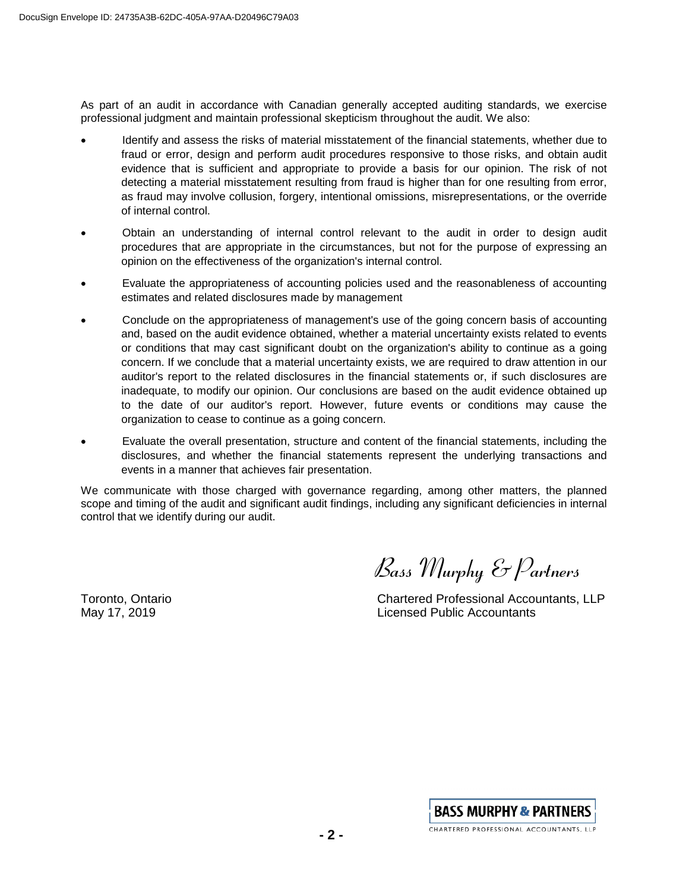As part of an audit in accordance with Canadian generally accepted auditing standards, we exercise professional judgment and maintain professional skepticism throughout the audit. We also:

- Identify and assess the risks of material misstatement of the financial statements, whether due to fraud or error, design and perform audit procedures responsive to those risks, and obtain audit evidence that is sufficient and appropriate to provide a basis for our opinion. The risk of not detecting a material misstatement resulting from fraud is higher than for one resulting from error, as fraud may involve collusion, forgery, intentional omissions, misrepresentations, or the override of internal control.
- Obtain an understanding of internal control relevant to the audit in order to design audit procedures that are appropriate in the circumstances, but not for the purpose of expressing an opinion on the effectiveness of the organization's internal control.
- Evaluate the appropriateness of accounting policies used and the reasonableness of accounting estimates and related disclosures made by management
- Conclude on the appropriateness of management's use of the going concern basis of accounting and, based on the audit evidence obtained, whether a material uncertainty exists related to events or conditions that may cast significant doubt on the organization's ability to continue as a going concern. If we conclude that a material uncertainty exists, we are required to draw attention in our auditor's report to the related disclosures in the financial statements or, if such disclosures are inadequate, to modify our opinion. Our conclusions are based on the audit evidence obtained up to the date of our auditor's report. However, future events or conditions may cause the organization to cease to continue as a going concern.
- Evaluate the overall presentation, structure and content of the financial statements, including the disclosures, and whether the financial statements represent the underlying transactions and events in a manner that achieves fair presentation.

We communicate with those charged with governance regarding, among other matters, the planned scope and timing of the audit and significant audit findings, including any significant deficiencies in internal control that we identify during our audit.

*Bass Murphy & Partners*

Toronto, Ontario
May 17, 2019

Chartered Professional Accountants, LLP
Licensed Public Accountants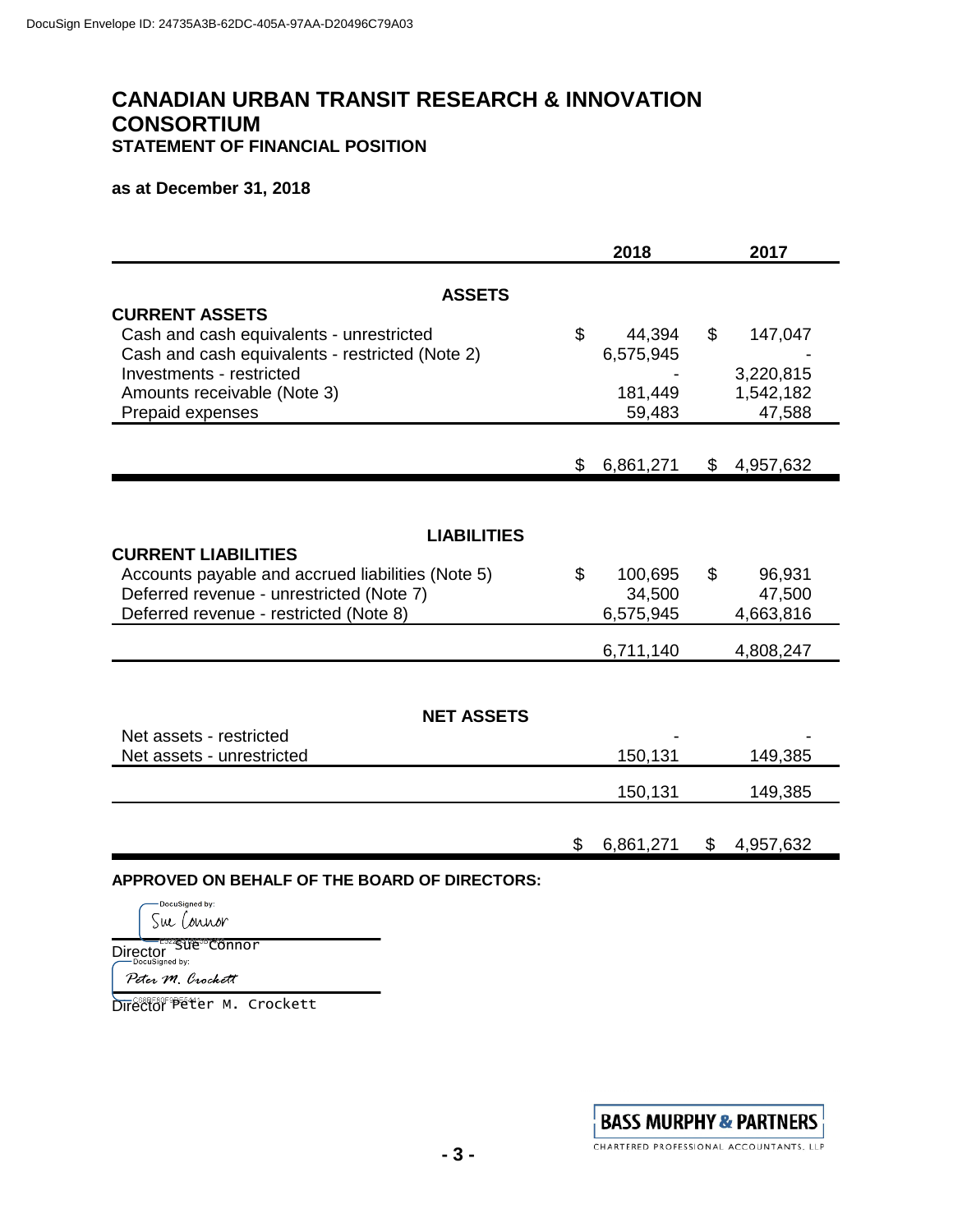# CANADIAN URBAN TRANSIT RESEARCH & INNOVATION CONSORTIUM

## STATEMENT OF FINANCIAL POSITION

**as at December 31, 2018**

| | 2018 | 2017 |
|---|---|---|
| **ASSETS** | | |
| **CURRENT ASSETS** | | |
| Cash and cash equivalents - unrestricted | $ 44,394 | $ 147,047 |
| Cash and cash equivalents - restricted (Note 2) | 6,575,945 | - |
| Investments - restricted | - | 3,220,815 |
| Amounts receivable (Note 3) | 181,449 | 1,542,182 |
| Prepaid expenses | 59,483 | 47,588 |
| | $ 6,861,271 | $ 4,957,632 |
| **LIABILITIES** | | |
| **CURRENT LIABILITIES** | | |
| Accounts payable and accrued liabilities (Note 5) | $ 100,695 | $ 96,931 |
| Deferred revenue - unrestricted (Note 7) | 34,500 | 47,500 |
| Deferred revenue - restricted (Note 8) | 6,575,945 | 4,663,816 |
| | 6,711,140 | 4,808,247 |
| **NET ASSETS** | | |
| Net assets - restricted | - | - |
| Net assets - unrestricted | 150,131 | 149,385 |
| | 150,131 | 149,385 |
| | $ 6,861,271 | $ 4,957,632 |

**APPROVED ON BEHALF OF THE BOARD OF DIRECTORS:**

Sue Connor
Director Sue Connor

Peter M. Crockett
Director Peter M. Crockett

BASS MURPHY & PARTNERS
CHARTERED PROFESSIONAL ACCOUNTANTS, LLP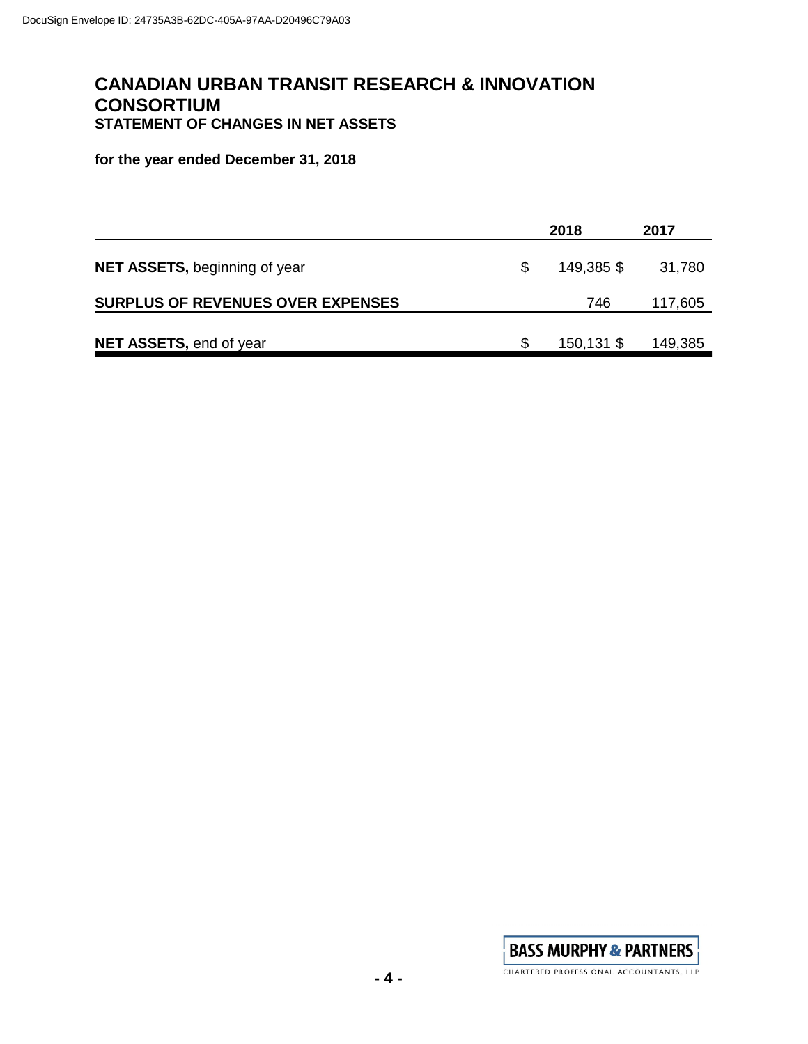# CANADIAN URBAN TRANSIT RESEARCH & INNOVATION CONSORTIUM

## STATEMENT OF CHANGES IN NET ASSETS

**for the year ended December 31, 2018**

| | 2018 | 2017 |
|---|---|---|
| **NET ASSETS,** beginning of year | $ 149,385 | $ 31,780 |
| **SURPLUS OF REVENUES OVER EXPENSES** | 746 | 117,605 |
| **NET ASSETS,** end of year | $ 150,131 | $ 149,385 |

BASS MURPHY & PARTNERS
CHARTERED PROFESSIONAL ACCOUNTANTS, LLP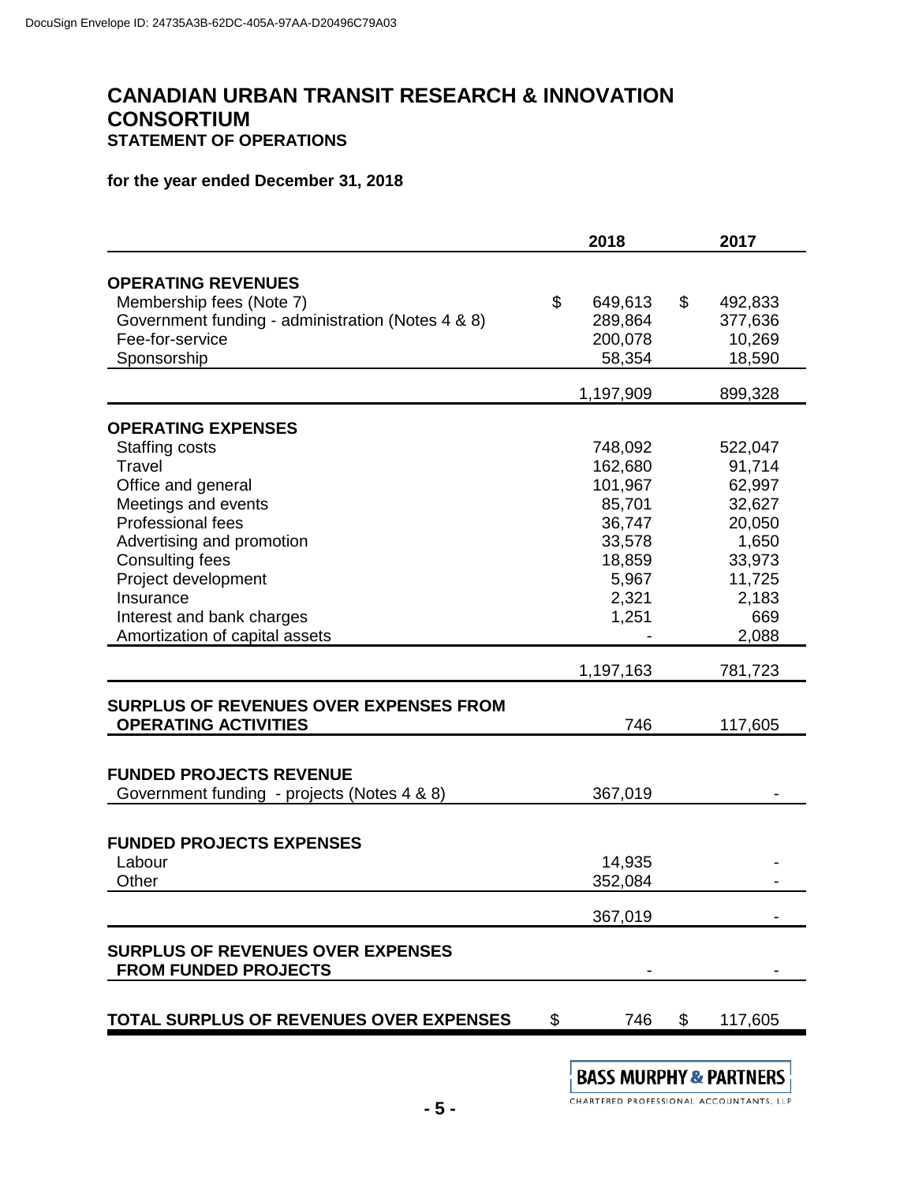# CANADIAN URBAN TRANSIT RESEARCH & INNOVATION CONSORTIUM

## STATEMENT OF OPERATIONS

**for the year ended December 31, 2018**

| | 2018 | 2017 |
|---|---|---|
| **OPERATING REVENUES** | | |
| Membership fees (Note 7) | $ 649,613 | $ 492,833 |
| Government funding - administration (Notes 4 & 8) | 289,864 | 377,636 |
| Fee-for-service | 200,078 | 10,269 |
| Sponsorship | 58,354 | 18,590 |
| | 1,197,909 | 899,328 |
| **OPERATING EXPENSES** | | |
| Staffing costs | 748,092 | 522,047 |
| Travel | 162,680 | 91,714 |
| Office and general | 101,967 | 62,997 |
| Meetings and events | 85,701 | 32,627 |
| Professional fees | 36,747 | 20,050 |
| Advertising and promotion | 33,578 | 1,650 |
| Consulting fees | 18,859 | 33,973 |
| Project development | 5,967 | 11,725 |
| Insurance | 2,321 | 2,183 |
| Interest and bank charges | 1,251 | 669 |
| Amortization of capital assets | - | 2,088 |
| | 1,197,163 | 781,723 |
| **SURPLUS OF REVENUES OVER EXPENSES FROM OPERATING ACTIVITIES** | 746 | 117,605 |
| **FUNDED PROJECTS REVENUE** | | |
| Government funding - projects (Notes 4 & 8) | 367,019 | - |
| **FUNDED PROJECTS EXPENSES** | | |
| Labour | 14,935 | - |
| Other | 352,084 | - |
| | 367,019 | - |
| **SURPLUS OF REVENUES OVER EXPENSES FROM FUNDED PROJECTS** | - | - |
| **TOTAL SURPLUS OF REVENUES OVER EXPENSES** | $ 746 | $ 117,605 |

BASS MURPHY & PARTNERS
CHARTERED PROFESSIONAL ACCOUNTANTS, LLP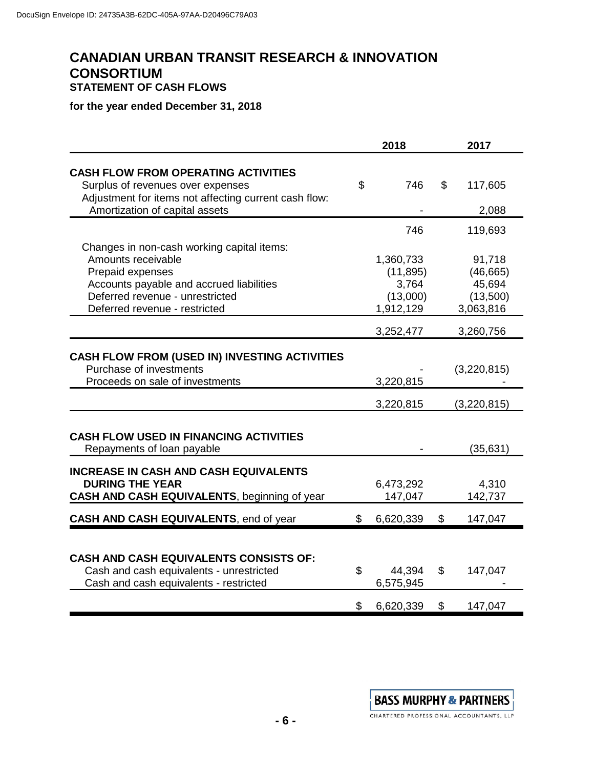# CANADIAN URBAN TRANSIT RESEARCH & INNOVATION CONSORTIUM

## STATEMENT OF CASH FLOWS

**for the year ended December 31, 2018**

| | 2018 | 2017 |
|---|---|---|
| **CASH FLOW FROM OPERATING ACTIVITIES** | | |
| Surplus of revenues over expenses | $ 746 | $ 117,605 |
| Adjustment for items not affecting current cash flow: | | |
| Amortization of capital assets | - | 2,088 |
| | 746 | 119,693 |
| Changes in non-cash working capital items: | | |
| Amounts receivable | 1,360,733 | 91,718 |
| Prepaid expenses | (11,895) | (46,665) |
| Accounts payable and accrued liabilities | 3,764 | 45,694 |
| Deferred revenue - unrestricted | (13,000) | (13,500) |
| Deferred revenue - restricted | 1,912,129 | 3,063,816 |
| | 3,252,477 | 3,260,756 |
| **CASH FLOW FROM (USED IN) INVESTING ACTIVITIES** | | |
| Purchase of investments | - | (3,220,815) |
| Proceeds on sale of investments | 3,220,815 | - |
| | 3,220,815 | (3,220,815) |
| **CASH FLOW USED IN FINANCING ACTIVITIES** | | |
| Repayments of loan payable | - | (35,631) |
| **INCREASE IN CASH AND CASH EQUIVALENTS DURING THE YEAR** | 6,473,292 | 4,310 |
| **CASH AND CASH EQUIVALENTS**, beginning of year | 147,047 | 142,737 |
| **CASH AND CASH EQUIVALENTS**, end of year | $ 6,620,339 | $ 147,047 |
| **CASH AND CASH EQUIVALENTS CONSISTS OF:** | | |
| Cash and cash equivalents - unrestricted | $ 44,394 | $ 147,047 |
| Cash and cash equivalents - restricted | 6,575,945 | - |
| | $ 6,620,339 | $ 147,047 |

BASS MURPHY & PARTNERS
CHARTERED PROFESSIONAL ACCOUNTANTS, LLP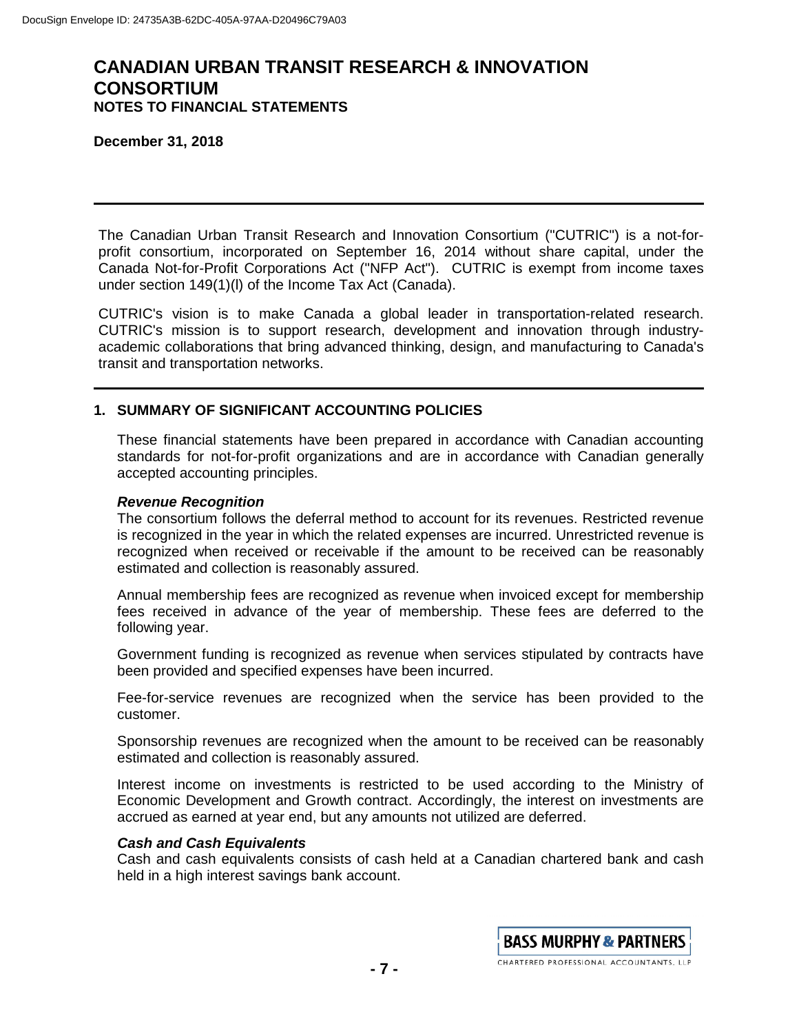# CANADIAN URBAN TRANSIT RESEARCH & INNOVATION CONSORTIUM
**NOTES TO FINANCIAL STATEMENTS**

**December 31, 2018**

The Canadian Urban Transit Research and Innovation Consortium ("CUTRIC") is a not-for-profit consortium, incorporated on September 16, 2014 without share capital, under the Canada Not-for-Profit Corporations Act ("NFP Act"). CUTRIC is exempt from income taxes under section 149(1)(l) of the Income Tax Act (Canada).

CUTRIC's vision is to make Canada a global leader in transportation-related research. CUTRIC's mission is to support research, development and innovation through industry-academic collaborations that bring advanced thinking, design, and manufacturing to Canada's transit and transportation networks.

## 1. SUMMARY OF SIGNIFICANT ACCOUNTING POLICIES

These financial statements have been prepared in accordance with Canadian accounting standards for not-for-profit organizations and are in accordance with Canadian generally accepted accounting principles.

***Revenue Recognition***

The consortium follows the deferral method to account for its revenues. Restricted revenue is recognized in the year in which the related expenses are incurred. Unrestricted revenue is recognized when received or receivable if the amount to be received can be reasonably estimated and collection is reasonably assured.

Annual membership fees are recognized as revenue when invoiced except for membership fees received in advance of the year of membership. These fees are deferred to the following year.

Government funding is recognized as revenue when services stipulated by contracts have been provided and specified expenses have been incurred.

Fee-for-service revenues are recognized when the service has been provided to the customer.

Sponsorship revenues are recognized when the amount to be received can be reasonably estimated and collection is reasonably assured.

Interest income on investments is restricted to be used according to the Ministry of Economic Development and Growth contract. Accordingly, the interest on investments are accrued as earned at year end, but any amounts not utilized are deferred.

***Cash and Cash Equivalents***

Cash and cash equivalents consists of cash held at a Canadian chartered bank and cash held in a high interest savings bank account.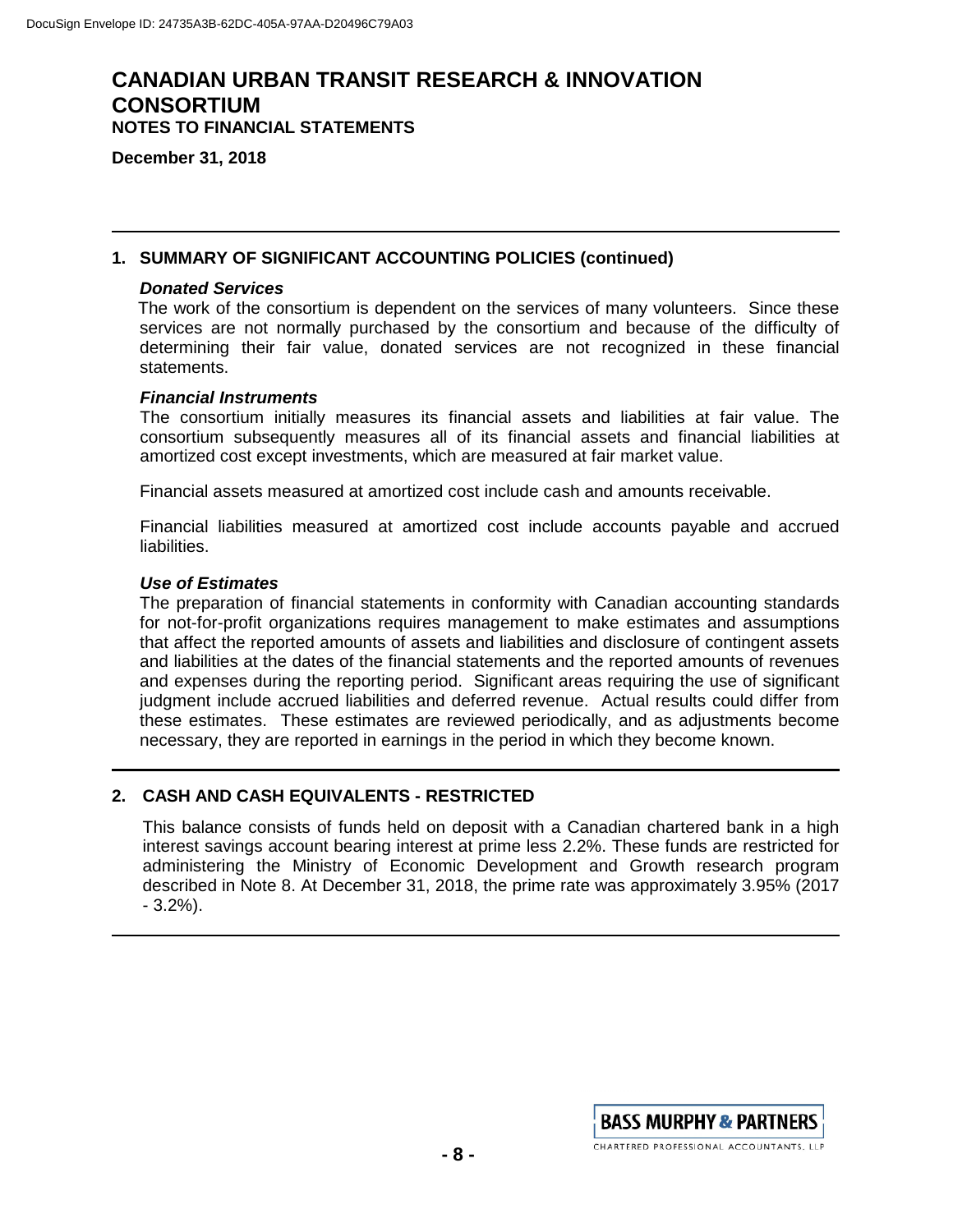# CANADIAN URBAN TRANSIT RESEARCH & INNOVATION CONSORTIUM

## NOTES TO FINANCIAL STATEMENTS

**December 31, 2018**

## 1. SUMMARY OF SIGNIFICANT ACCOUNTING POLICIES (continued)

***Donated Services***

The work of the consortium is dependent on the services of many volunteers. Since these services are not normally purchased by the consortium and because of the difficulty of determining their fair value, donated services are not recognized in these financial statements.

***Financial Instruments***

The consortium initially measures its financial assets and liabilities at fair value. The consortium subsequently measures all of its financial assets and financial liabilities at amortized cost except investments, which are measured at fair market value.

Financial assets measured at amortized cost include cash and amounts receivable.

Financial liabilities measured at amortized cost include accounts payable and accrued liabilities.

***Use of Estimates***

The preparation of financial statements in conformity with Canadian accounting standards for not-for-profit organizations requires management to make estimates and assumptions that affect the reported amounts of assets and liabilities and disclosure of contingent assets and liabilities at the dates of the financial statements and the reported amounts of revenues and expenses during the reporting period. Significant areas requiring the use of significant judgment include accrued liabilities and deferred revenue. Actual results could differ from these estimates. These estimates are reviewed periodically, and as adjustments become necessary, they are reported in earnings in the period in which they become known.

## 2. CASH AND CASH EQUIVALENTS - RESTRICTED

This balance consists of funds held on deposit with a Canadian chartered bank in a high interest savings account bearing interest at prime less 2.2%. These funds are restricted for administering the Ministry of Economic Development and Growth research program described in Note 8. At December 31, 2018, the prime rate was approximately 3.95% (2017 - 3.2%).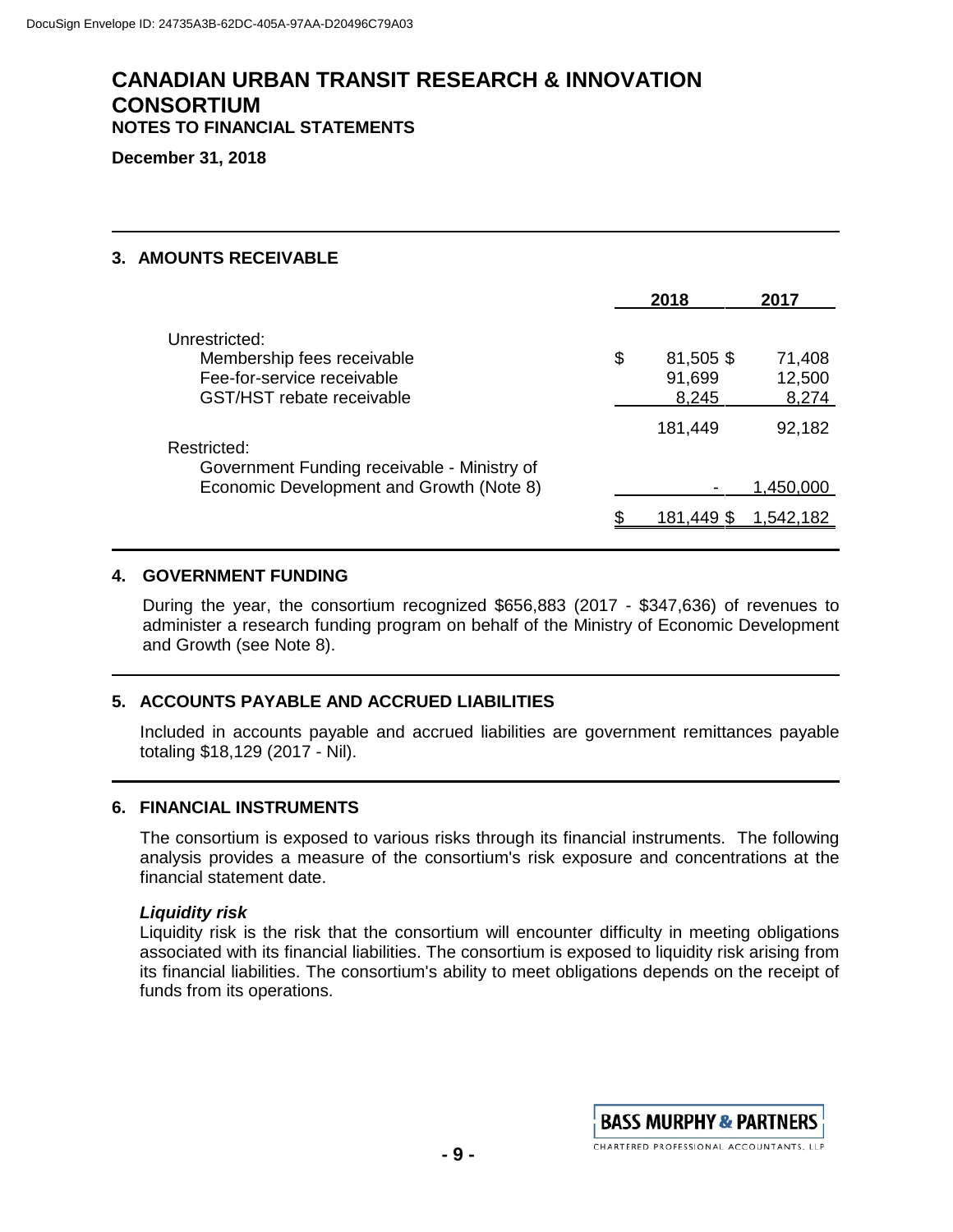# CANADIAN URBAN TRANSIT RESEARCH & INNOVATION CONSORTIUM
## NOTES TO FINANCIAL STATEMENTS

**December 31, 2018**

### 3. AMOUNTS RECEIVABLE

| | 2018 | 2017 |
|---|---|---|
| Unrestricted: | | |
| Membership fees receivable | $ 81,505 | $ 71,408 |
| Fee-for-service receivable | 91,699 | 12,500 |
| GST/HST rebate receivable | 8,245 | 8,274 |
| | 181,449 | 92,182 |
| Restricted: | | |
| Government Funding receivable - Ministry of Economic Development and Growth (Note 8) | - | 1,450,000 |
| | $ 181,449 | $ 1,542,182 |

### 4. GOVERNMENT FUNDING

During the year, the consortium recognized $656,883 (2017 - $347,636) of revenues to administer a research funding program on behalf of the Ministry of Economic Development and Growth (see Note 8).

### 5. ACCOUNTS PAYABLE AND ACCRUED LIABILITIES

Included in accounts payable and accrued liabilities are government remittances payable totaling $18,129 (2017 - Nil).

### 6. FINANCIAL INSTRUMENTS

The consortium is exposed to various risks through its financial instruments. The following analysis provides a measure of the consortium's risk exposure and concentrations at the financial statement date.

***Liquidity risk***
Liquidity risk is the risk that the consortium will encounter difficulty in meeting obligations associated with its financial liabilities. The consortium is exposed to liquidity risk arising from its financial liabilities. The consortium's ability to meet obligations depends on the receipt of funds from its operations.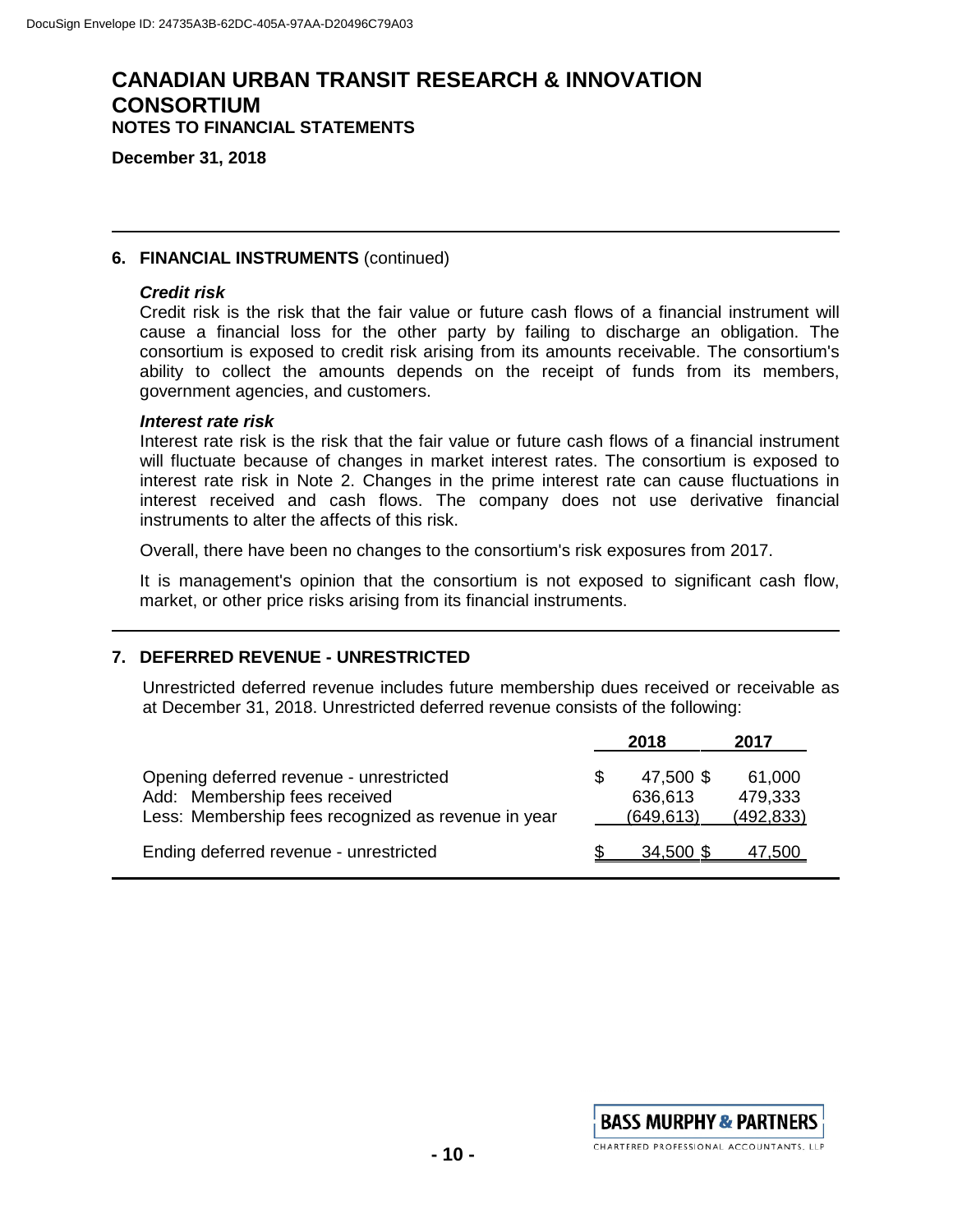# CANADIAN URBAN TRANSIT RESEARCH & INNOVATION CONSORTIUM

**NOTES TO FINANCIAL STATEMENTS**

**December 31, 2018**

## 6. FINANCIAL INSTRUMENTS (continued)

***Credit risk***

Credit risk is the risk that the fair value or future cash flows of a financial instrument will cause a financial loss for the other party by failing to discharge an obligation. The consortium is exposed to credit risk arising from its amounts receivable. The consortium's ability to collect the amounts depends on the receipt of funds from its members, government agencies, and customers.

***Interest rate risk***

Interest rate risk is the risk that the fair value or future cash flows of a financial instrument will fluctuate because of changes in market interest rates. The consortium is exposed to interest rate risk in Note 2. Changes in the prime interest rate can cause fluctuations in interest received and cash flows. The company does not use derivative financial instruments to alter the affects of this risk.

Overall, there have been no changes to the consortium's risk exposures from 2017.

It is management's opinion that the consortium is not exposed to significant cash flow, market, or other price risks arising from its financial instruments.

## 7. DEFERRED REVENUE - UNRESTRICTED

Unrestricted deferred revenue includes future membership dues received or receivable as at December 31, 2018. Unrestricted deferred revenue consists of the following:

| | 2018 | 2017 |
|---|---|---|
| Opening deferred revenue - unrestricted | $ 47,500 | $ 61,000 |
| Add: Membership fees received | 636,613 | 479,333 |
| Less: Membership fees recognized as revenue in year | (649,613) | (492,833) |
| Ending deferred revenue - unrestricted | $ 34,500 | $ 47,500 |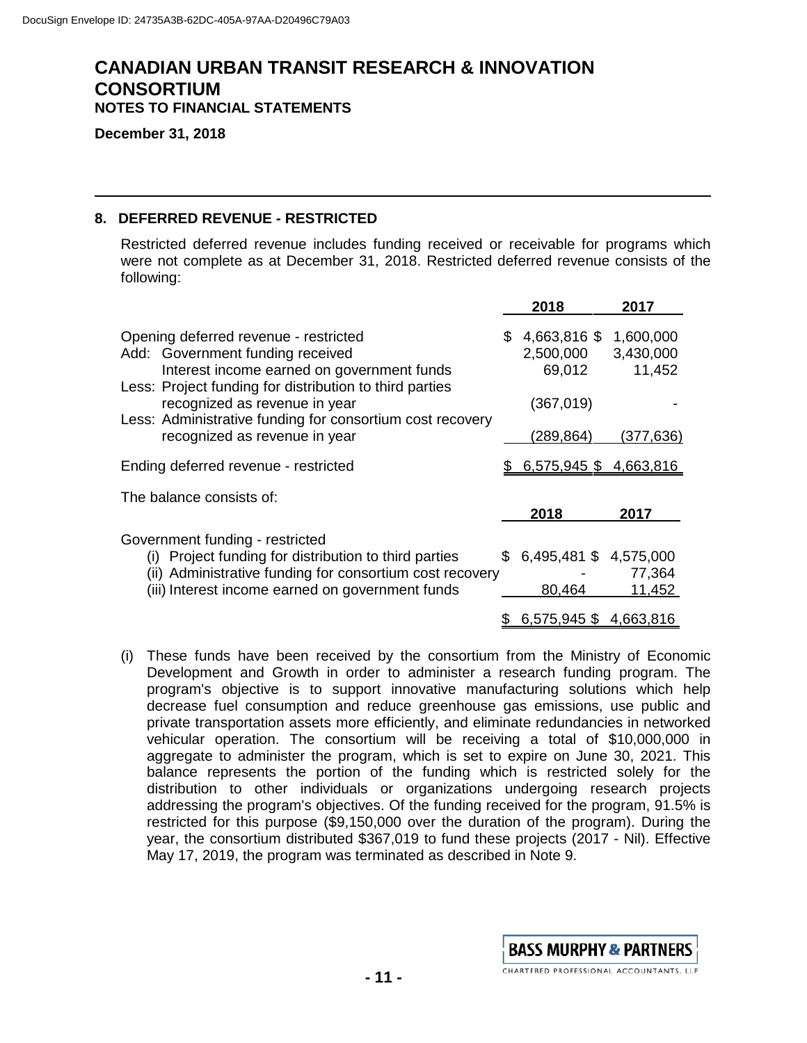# CANADIAN URBAN TRANSIT RESEARCH & INNOVATION CONSORTIUM

**NOTES TO FINANCIAL STATEMENTS**

**December 31, 2018**

## 8. DEFERRED REVENUE - RESTRICTED

Restricted deferred revenue includes funding received or receivable for programs which were not complete as at December 31, 2018. Restricted deferred revenue consists of the following:

| | 2018 | 2017 |
|---|---|---|
| Opening deferred revenue - restricted | $ 4,663,816 | $ 1,600,000 |
| Add: Government funding received | 2,500,000 | 3,430,000 |
| Interest income earned on government funds | 69,012 | 11,452 |
| Less: Project funding for distribution to third parties recognized as revenue in year | (367,019) | - |
| Less: Administrative funding for consortium cost recovery recognized as revenue in year | (289,864) | (377,636) |
| Ending deferred revenue - restricted | $ 6,575,945 | $ 4,663,816 |

The balance consists of:

| | 2018 | 2017 |
|---|---|---|
| Government funding - restricted | | |
| (i) Project funding for distribution to third parties | $ 6,495,481 | $ 4,575,000 |
| (ii) Administrative funding for consortium cost recovery | - | 77,364 |
| (iii) Interest income earned on government funds | 80,464 | 11,452 |
| | $ 6,575,945 | $ 4,663,816 |

(i) These funds have been received by the consortium from the Ministry of Economic Development and Growth in order to administer a research funding program. The program's objective is to support innovative manufacturing solutions which help decrease fuel consumption and reduce greenhouse gas emissions, use public and private transportation assets more efficiently, and eliminate redundancies in networked vehicular operation. The consortium will be receiving a total of $10,000,000 in aggregate to administer the program, which is set to expire on June 30, 2021. This balance represents the portion of the funding which is restricted solely for the distribution to other individuals or organizations undergoing research projects addressing the program's objectives. Of the funding received for the program, 91.5% is restricted for this purpose ($9,150,000 over the duration of the program). During the year, the consortium distributed $367,019 to fund these projects (2017 - Nil). Effective May 17, 2019, the program was terminated as described in Note 9.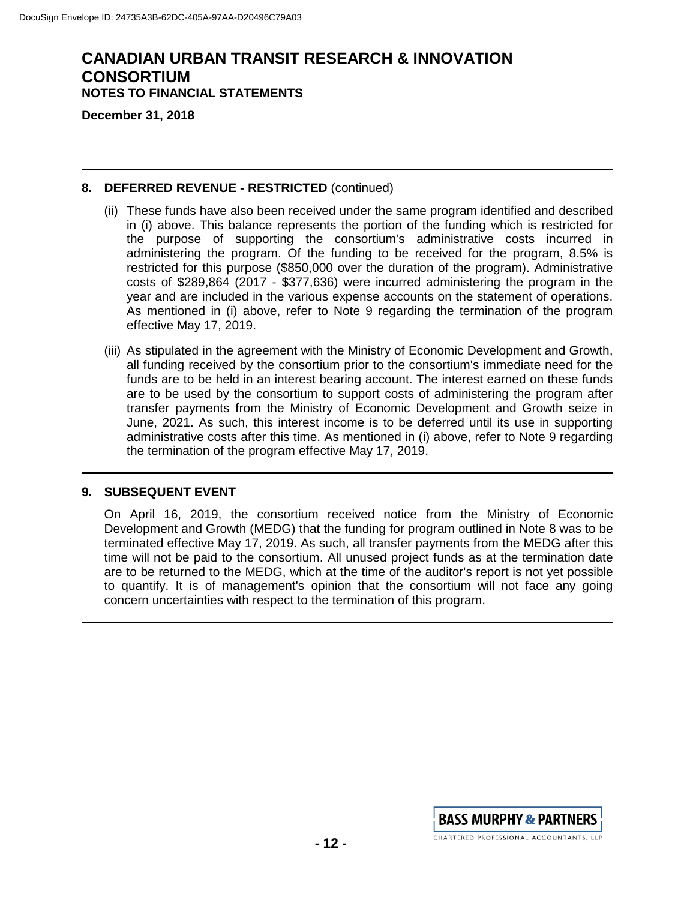# CANADIAN URBAN TRANSIT RESEARCH & INNOVATION CONSORTIUM

## NOTES TO FINANCIAL STATEMENTS

**December 31, 2018**

### 8. DEFERRED REVENUE - RESTRICTED (continued)

(ii) These funds have also been received under the same program identified and described in (i) above. This balance represents the portion of the funding which is restricted for the purpose of supporting the consortium's administrative costs incurred in administering the program. Of the funding to be received for the program, 8.5% is restricted for this purpose ($850,000 over the duration of the program). Administrative costs of $289,864 (2017 - $377,636) were incurred administering the program in the year and are included in the various expense accounts on the statement of operations. As mentioned in (i) above, refer to Note 9 regarding the termination of the program effective May 17, 2019.

(iii) As stipulated in the agreement with the Ministry of Economic Development and Growth, all funding received by the consortium prior to the consortium's immediate need for the funds are to be held in an interest bearing account. The interest earned on these funds are to be used by the consortium to support costs of administering the program after transfer payments from the Ministry of Economic Development and Growth seize in June, 2021. As such, this interest income is to be deferred until its use in supporting administrative costs after this time. As mentioned in (i) above, refer to Note 9 regarding the termination of the program effective May 17, 2019.

### 9. SUBSEQUENT EVENT

On April 16, 2019, the consortium received notice from the Ministry of Economic Development and Growth (MEDG) that the funding for program outlined in Note 8 was to be terminated effective May 17, 2019. As such, all transfer payments from the MEDG after this time will not be paid to the consortium. All unused project funds as at the termination date are to be returned to the MEDG, which at the time of the auditor's report is not yet possible to quantify. It is of management's opinion that the consortium will not face any going concern uncertainties with respect to the termination of this program.